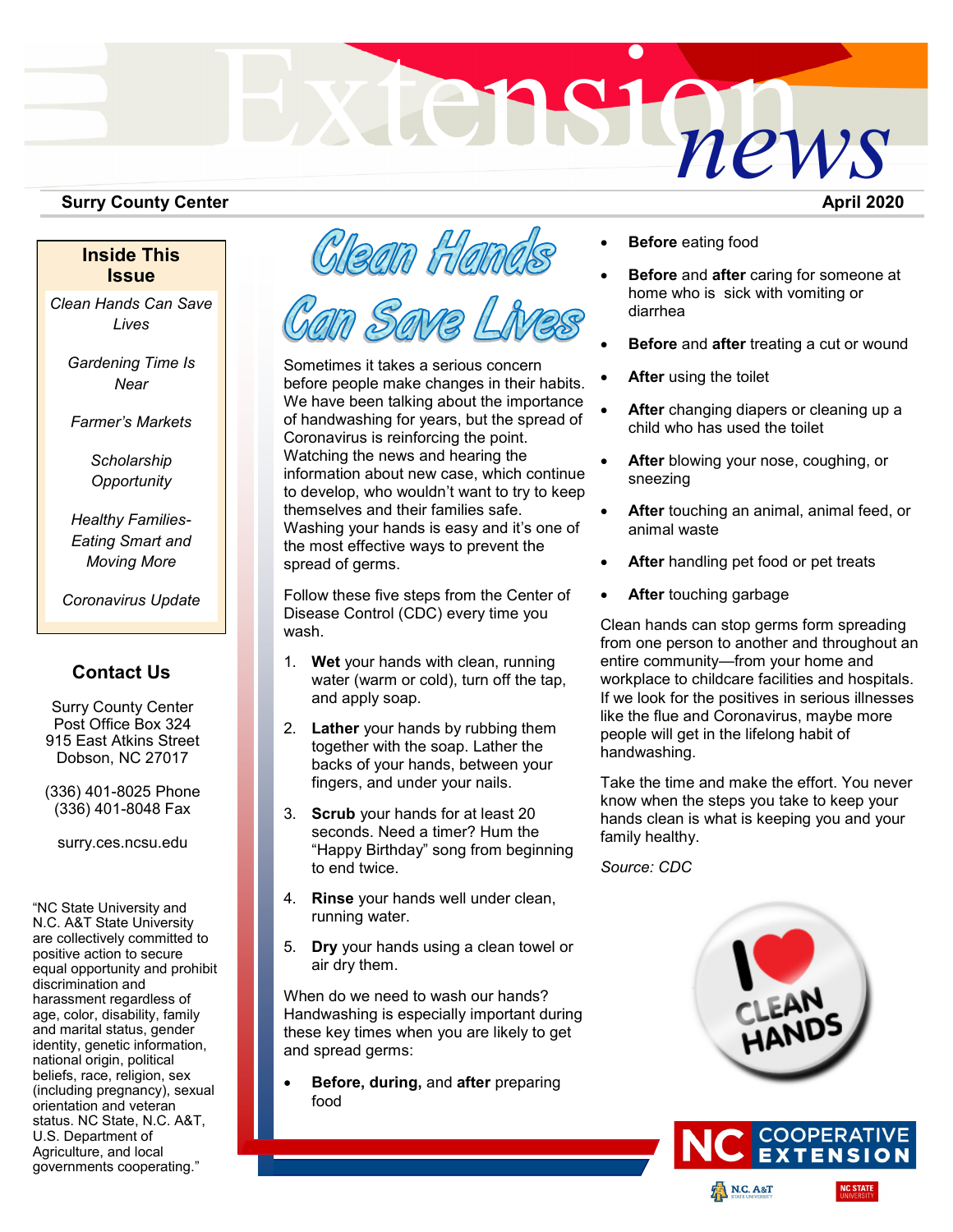# Extension news

**Surry County Center** **April 2020**

## Inside This Issue

*Clean Hands Can Save Lives*

*Gardening Time Is Near*

*Farmer's Markets*

*Scholarship Opportunity*

*Healthy Families-Eating Smart and Moving More*

*Coronavirus Update*

## Contact Us

Surry County Center
Post Office Box 324
915 East Atkins Street
Dobson, NC 27017

(336) 401-8025 Phone
(336) 401-8048 Fax

surry.ces.ncsu.edu

"NC State University and N.C. A&T State University are collectively committed to positive action to secure equal opportunity and prohibit discrimination and harassment regardless of age, color, disability, family and marital status, gender identity, genetic information, national origin, political beliefs, race, religion, sex (including pregnancy), sexual orientation and veteran status. NC State, N.C. A&T, U.S. Department of Agriculture, and local governments cooperating."

# Clean Hands Can Save Lives

Sometimes it takes a serious concern before people make changes in their habits. We have been talking about the importance of handwashing for years, but the spread of Coronavirus is reinforcing the point. Watching the news and hearing the information about new case, which continue to develop, who wouldn't want to try to keep themselves and their families safe. Washing your hands is easy and it's one of the most effective ways to prevent the spread of germs.

Follow these five steps from the Center of Disease Control (CDC) every time you wash.

1. **Wet** your hands with clean, running water (warm or cold), turn off the tap, and apply soap.
2. **Lather** your hands by rubbing them together with the soap. Lather the backs of your hands, between your fingers, and under your nails.
3. **Scrub** your hands for at least 20 seconds. Need a timer? Hum the "Happy Birthday" song from beginning to end twice.
4. **Rinse** your hands well under clean, running water.
5. **Dry** your hands using a clean towel or air dry them.

When do we need to wash our hands? Handwashing is especially important during these key times when you are likely to get and spread germs:

- **Before, during,** and **after** preparing food
- **Before** eating food
- **Before** and **after** caring for someone at home who is sick with vomiting or diarrhea
- **Before** and **after** treating a cut or wound
- **After** using the toilet
- **After** changing diapers or cleaning up a child who has used the toilet
- **After** blowing your nose, coughing, or sneezing
- **After** touching an animal, animal feed, or animal waste
- **After** handling pet food or pet treats
- **After** touching garbage

Clean hands can stop germs form spreading from one person to another and throughout an entire community—from your home and workplace to childcare facilities and hospitals. If we look for the positives in serious illnesses like the flue and Coronavirus, maybe more people will get in the lifelong habit of handwashing.

Take the time and make the effort. You never know when the steps you take to keep your hands clean is what is keeping you and your family healthy.

*Source: CDC*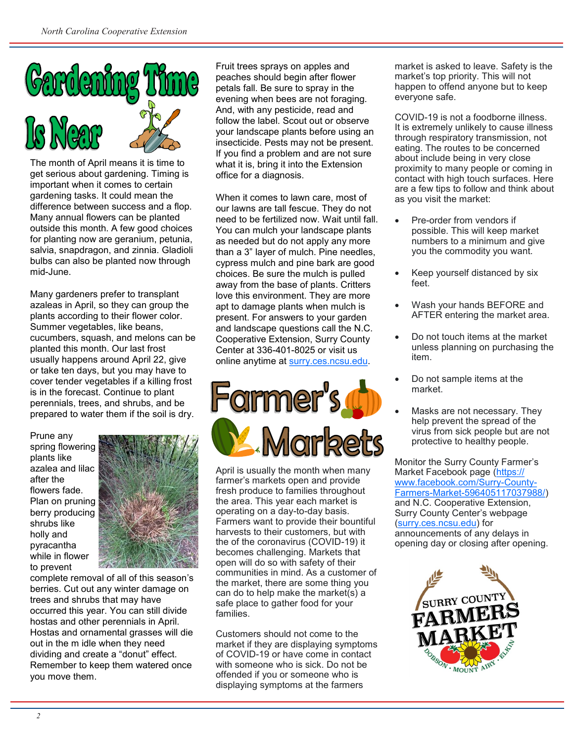# Gardening Time Is Near

The month of April means it is time to get serious about gardening. Timing is important when it comes to certain gardening tasks. It could mean the difference between success and a flop. Many annual flowers can be planted outside this month. A few good choices for planting now are geranium, petunia, salvia, snapdragon, and zinnia. Gladioli bulbs can also be planted now through mid-June.

Many gardeners prefer to transplant azaleas in April, so they can group the plants according to their flower color. Summer vegetables, like beans, cucumbers, squash, and melons can be planted this month. Our last frost usually happens around April 22, give or take ten days, but you may have to cover tender vegetables if a killing frost is in the forecast. Continue to plant perennials, trees, and shrubs, and be prepared to water them if the soil is dry.

Prune any spring flowering plants like azalea and lilac after the flowers fade. Plan on pruning berry producing shrubs like holly and pyracantha while in flower to prevent complete removal of all of this season's berries. Cut out any winter damage on trees and shrubs that may have occurred this year. You can still divide hostas and other perennials in April. Hostas and ornamental grasses will die out in the m idle when they need dividing and create a "donut" effect. Remember to keep them watered once you move them.

Fruit trees sprays on apples and peaches should begin after flower petals fall. Be sure to spray in the evening when bees are not foraging. And, with any pesticide, read and follow the label. Scout out or observe your landscape plants before using an insecticide. Pests may not be present. If you find a problem and are not sure what it is, bring it into the Extension office for a diagnosis.

When it comes to lawn care, most of our lawns are tall fescue. They do not need to be fertilized now. Wait until fall. You can mulch your landscape plants as needed but do not apply any more than a 3" layer of mulch. Pine needles, cypress mulch and pine bark are good choices. Be sure the mulch is pulled away from the base of plants. Critters love this environment. They are more apt to damage plants when mulch is present. For answers to your garden and landscape questions call the N.C. Cooperative Extension, Surry County Center at 336-401-8025 or visit us online anytime at surry.ces.ncsu.edu.

# Farmer's Markets

April is usually the month when many farmer's markets open and provide fresh produce to families throughout the area. This year each market is operating on a day-to-day basis. Farmers want to provide their bountiful harvests to their customers, but with the of the coronavirus (COVID-19) it becomes challenging. Markets that open will do so with safety of their communities in mind. As a customer of the market, there are some thing you can do to help make the market(s) a safe place to gather food for your families.

Customers should not come to the market if they are displaying symptoms of COVID-19 or have come in contact with someone who is sick. Do not be offended if you or someone who is displaying symptoms at the farmers market is asked to leave. Safety is the market's top priority. This will not happen to offend anyone but to keep everyone safe.

COVID-19 is not a foodborne illness. It is extremely unlikely to cause illness through respiratory transmission, not eating. The routes to be concerned about include being in very close proximity to many people or coming in contact with high touch surfaces. Here are a few tips to follow and think about as you visit the market:

- Pre-order from vendors if possible. This will keep market numbers to a minimum and give you the commodity you want.
- Keep yourself distanced by six feet.
- Wash your hands BEFORE and AFTER entering the market area.
- Do not touch items at the market unless planning on purchasing the item.
- Do not sample items at the market.
- Masks are not necessary. They help prevent the spread of the virus from sick people but are not protective to healthy people.

Monitor the Surry County Farmer's Market Facebook page (https://www.facebook.com/Surry-County-Farmers-Market-596405117037988/) and N.C. Cooperative Extension, Surry County Center's webpage (surry.ces.ncsu.edu) for announcements of any delays in opening day or closing after opening.

SURRY COUNTY FARMERS MARKET
DOBSON • MOUNT AIRY • ELKIN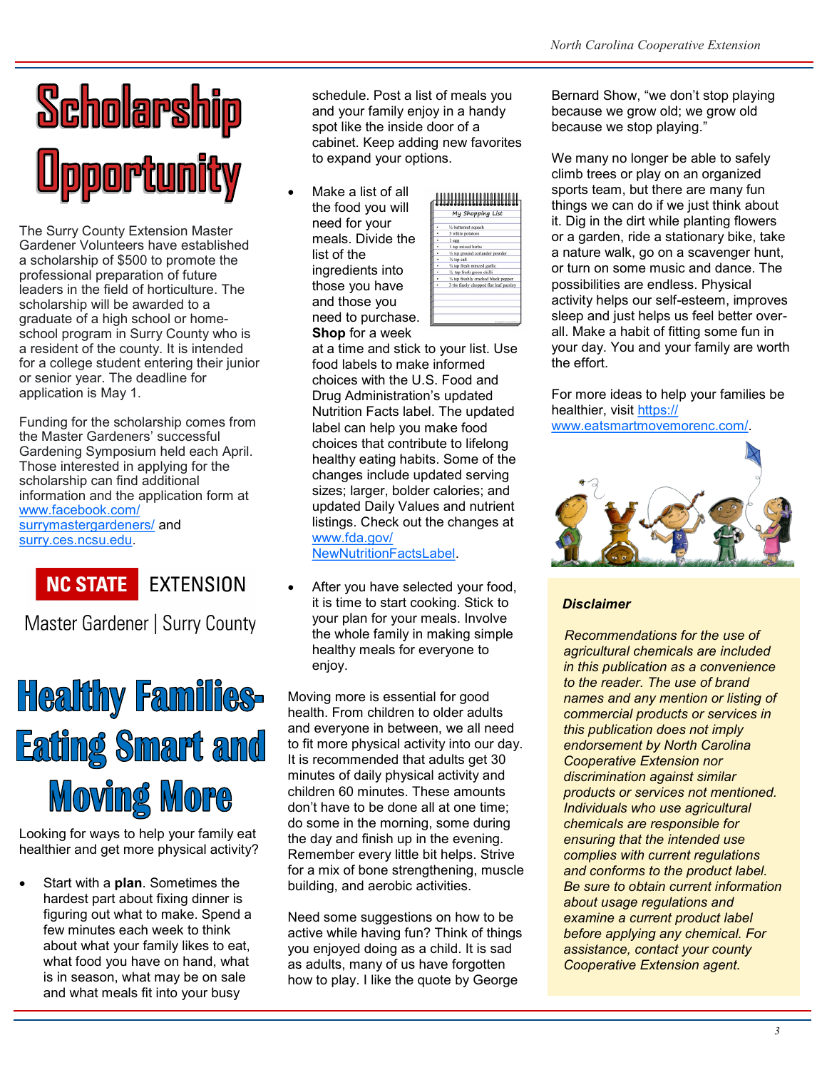# Scholarship Opportunity

The Surry County Extension Master Gardener Volunteers have established a scholarship of $500 to promote the professional preparation of future leaders in the field of horticulture. The scholarship will be awarded to a graduate of a high school or home-school program in Surry County who is a resident of the county. It is intended for a college student entering their junior or senior year. The deadline for application is May 1.

Funding for the scholarship comes from the Master Gardeners' successful Gardening Symposium held each April. Those interested in applying for the scholarship can find additional information and the application form at www.facebook.com/surrymastergardeners/ and surry.ces.ncsu.edu.

NC STATE EXTENSION

Master Gardener | Surry County

# Healthy Families- Eating Smart and Moving More

Looking for ways to help your family eat healthier and get more physical activity?

- Start with a **plan**. Sometimes the hardest part about fixing dinner is figuring out what to make. Spend a few minutes each week to think about what your family likes to eat, what food you have on hand, what is in season, what may be on sale and what meals fit into your busy schedule. Post a list of meals you and your family enjoy in a handy spot like the inside door of a cabinet. Keep adding new favorites to expand your options.
- Make a list of all the food you will need for your meals. Divide the list of the ingredients into those you have and those you need to purchase. **Shop** for a week at a time and stick to your list. Use food labels to make informed choices with the U.S. Food and Drug Administration's updated Nutrition Facts label. The updated label can help you make food choices that contribute to lifelong healthy eating habits. Some of the changes include updated serving sizes; larger, bolder calories; and updated Daily Values and nutrient listings. Check out the changes at www.fda.gov/NewNutritionFactsLabel.
- After you have selected your food, it is time to start cooking. Stick to your plan for your meals. Involve the whole family in making simple healthy meals for everyone to enjoy.

Moving more is essential for good health. From children to older adults and everyone in between, we all need to fit more physical activity into our day. It is recommended that adults get 30 minutes of daily physical activity and children 60 minutes. These amounts don't have to be done all at one time; do some in the morning, some during the day and finish up in the evening. Remember every little bit helps. Strive for a mix of bone strengthening, muscle building, and aerobic activities.

Need some suggestions on how to be active while having fun? Think of things you enjoyed doing as a child. It is sad as adults, many of us have forgotten how to play. I like the quote by George Bernard Show, "we don't stop playing because we grow old; we grow old because we stop playing."

We many no longer be able to safely climb trees or play on an organized sports team, but there are many fun things we can do if we just think about it. Dig in the dirt while planting flowers or a garden, ride a stationary bike, take a nature walk, go on a scavenger hunt, or turn on some music and dance. The possibilities are endless. Physical activity helps our self-esteem, improves sleep and just helps us feel better over-all. Make a habit of fitting some fun in your day. You and your family are worth the effort.

For more ideas to help your families be healthier, visit https://www.eatsmartmovemorenc.com/.

***Disclaimer***

*Recommendations for the use of agricultural chemicals are included in this publication as a convenience to the reader. The use of brand names and any mention or listing of commercial products or services in this publication does not imply endorsement by North Carolina Cooperative Extension nor discrimination against similar products or services not mentioned. Individuals who use agricultural chemicals are responsible for ensuring that the intended use complies with current regulations and conforms to the product label. Be sure to obtain current information about usage regulations and examine a current product label before applying any chemical. For assistance, contact your county Cooperative Extension agent.*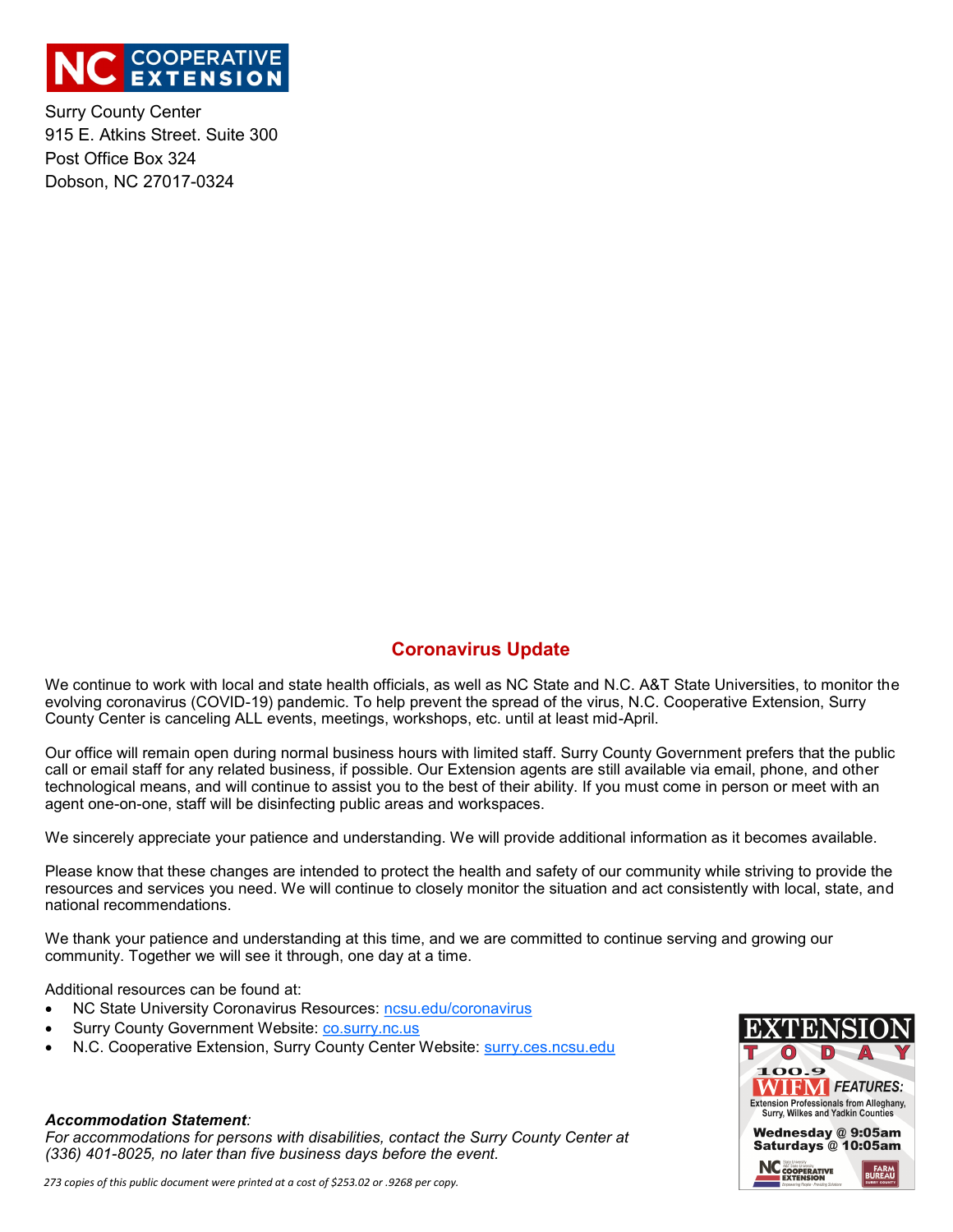NC COOPERATIVE EXTENSION

Surry County Center
915 E. Atkins Street. Suite 300
Post Office Box 324
Dobson, NC 27017-0324

## Coronavirus Update

We continue to work with local and state health officials, as well as NC State and N.C. A&T State Universities, to monitor the evolving coronavirus (COVID-19) pandemic. To help prevent the spread of the virus, N.C. Cooperative Extension, Surry County Center is canceling ALL events, meetings, workshops, etc. until at least mid-April.

Our office will remain open during normal business hours with limited staff. Surry County Government prefers that the public call or email staff for any related business, if possible. Our Extension agents are still available via email, phone, and other technological means, and will continue to assist you to the best of their ability. If you must come in person or meet with an agent one-on-one, staff will be disinfecting public areas and workspaces.

We sincerely appreciate your patience and understanding. We will provide additional information as it becomes available.

Please know that these changes are intended to protect the health and safety of our community while striving to provide the resources and services you need. We will continue to closely monitor the situation and act consistently with local, state, and national recommendations.

We thank your patience and understanding at this time, and we are committed to continue serving and growing our community. Together we will see it through, one day at a time.

Additional resources can be found at:

- NC State University Coronavirus Resources: ncsu.edu/coronavirus
- Surry County Government Website: co.surry.nc.us
- N.C. Cooperative Extension, Surry County Center Website: surry.ces.ncsu.edu

EXTENSION TODAY
100.9 WIFM FEATURES:
Extension Professionals from Alleghany, Surry, Wilkes and Yadkin Counties
Wednesday @ 9:05am
Saturdays @ 10:05am

***Accommodation Statement**:*
*For accommodations for persons with disabilities, contact the Surry County Center at (336) 401-8025, no later than five business days before the event.*

*273 copies of this public document were printed at a cost of $253.02 or .9268 per copy.*